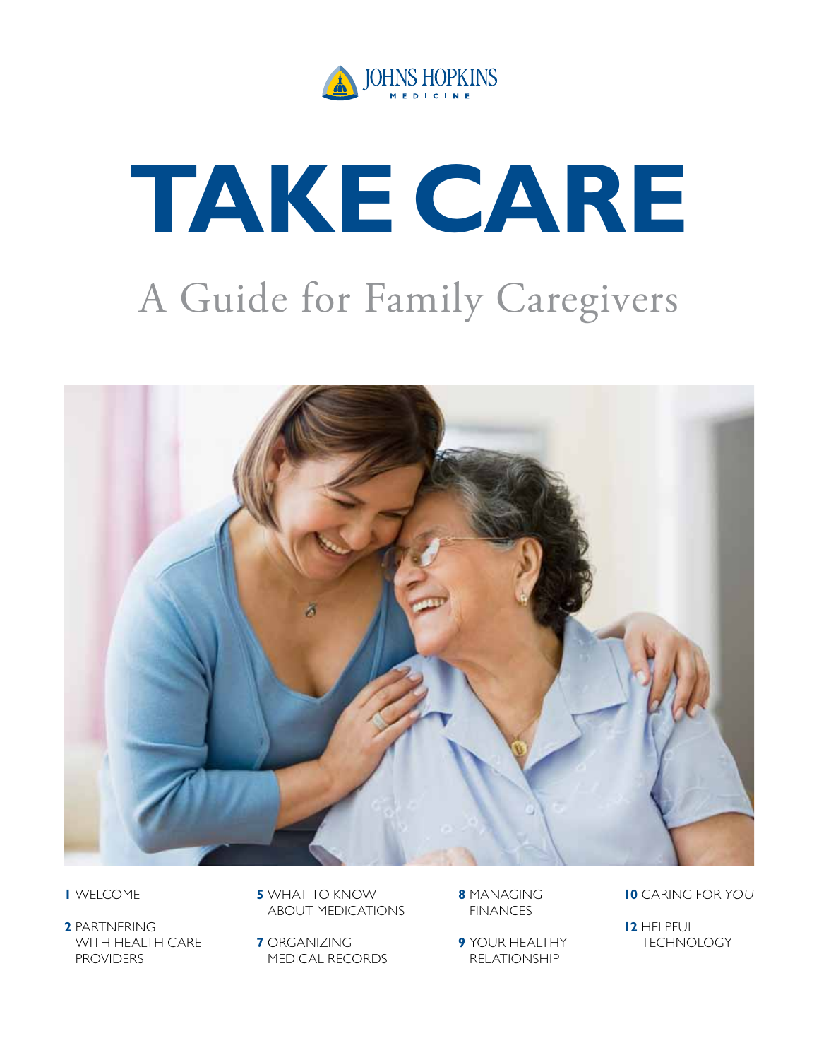JOHNS HOPKINS MEDICINE

# TAKE CARE

## A Guide for Family Caregivers

**1** WELCOME

**2** PARTNERING WITH HEALTH CARE PROVIDERS

**5** WHAT TO KNOW ABOUT MEDICATIONS

**7** ORGANIZING MEDICAL RECORDS

**8** MANAGING FINANCES

**9** YOUR HEALTHY RELATIONSHIP

**10** CARING FOR *YOU*

**12** HELPFUL TECHNOLOGY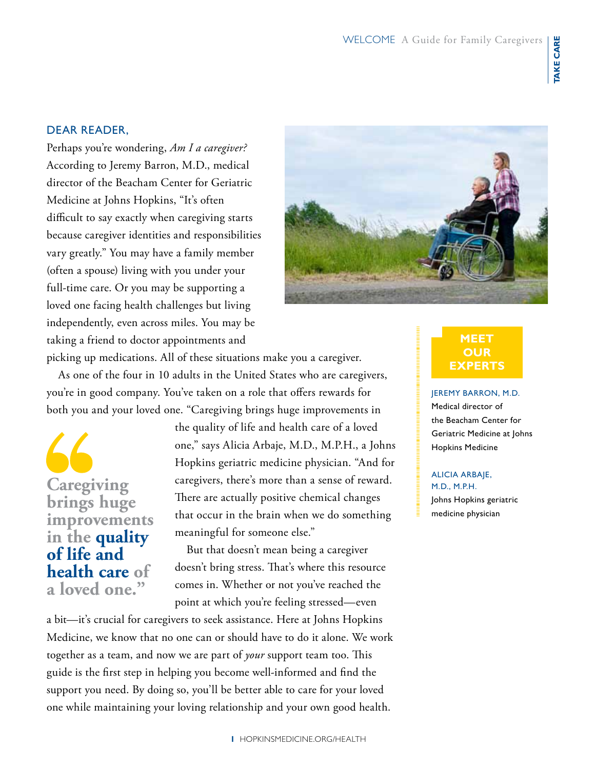## DEAR READER,

Perhaps you're wondering, *Am I a caregiver?* According to Jeremy Barron, M.D., medical director of the Beacham Center for Geriatric Medicine at Johns Hopkins, "It's often difficult to say exactly when caregiving starts because caregiver identities and responsibilities vary greatly." You may have a family member (often a spouse) living with you under your full-time care. Or you may be supporting a loved one facing health challenges but living independently, even across miles. You may be taking a friend to doctor appointments and picking up medications. All of these situations make you a caregiver.

As one of the four in 10 adults in the United States who are caregivers, you're in good company. You've taken on a role that offers rewards for both you and your loved one. "Caregiving brings huge improvements in the quality of life and health care of a loved one," says Alicia Arbaje, M.D., M.P.H., a Johns Hopkins geriatric medicine physician. "And for caregivers, there's more than a sense of reward. There are actually positive chemical changes that occur in the brain when we do something meaningful for someone else."

> **"Caregiving brings huge improvements in the quality of life and health care of a loved one."**

But that doesn't mean being a caregiver doesn't bring stress. That's where this resource comes in. Whether or not you've reached the point at which you're feeling stressed—even a bit—it's crucial for caregivers to seek assistance. Here at Johns Hopkins Medicine, we know that no one can or should have to do it alone. We work together as a team, and now we are part of *your* support team too. This guide is the first step in helping you become well-informed and find the support you need. By doing so, you'll be better able to care for your loved one while maintaining your loving relationship and your own good health.

### MEET OUR EXPERTS

**JEREMY BARRON, M.D.**
Medical director of the Beacham Center for Geriatric Medicine at Johns Hopkins Medicine

**ALICIA ARBAJE, M.D., M.P.H.**
Johns Hopkins geriatric medicine physician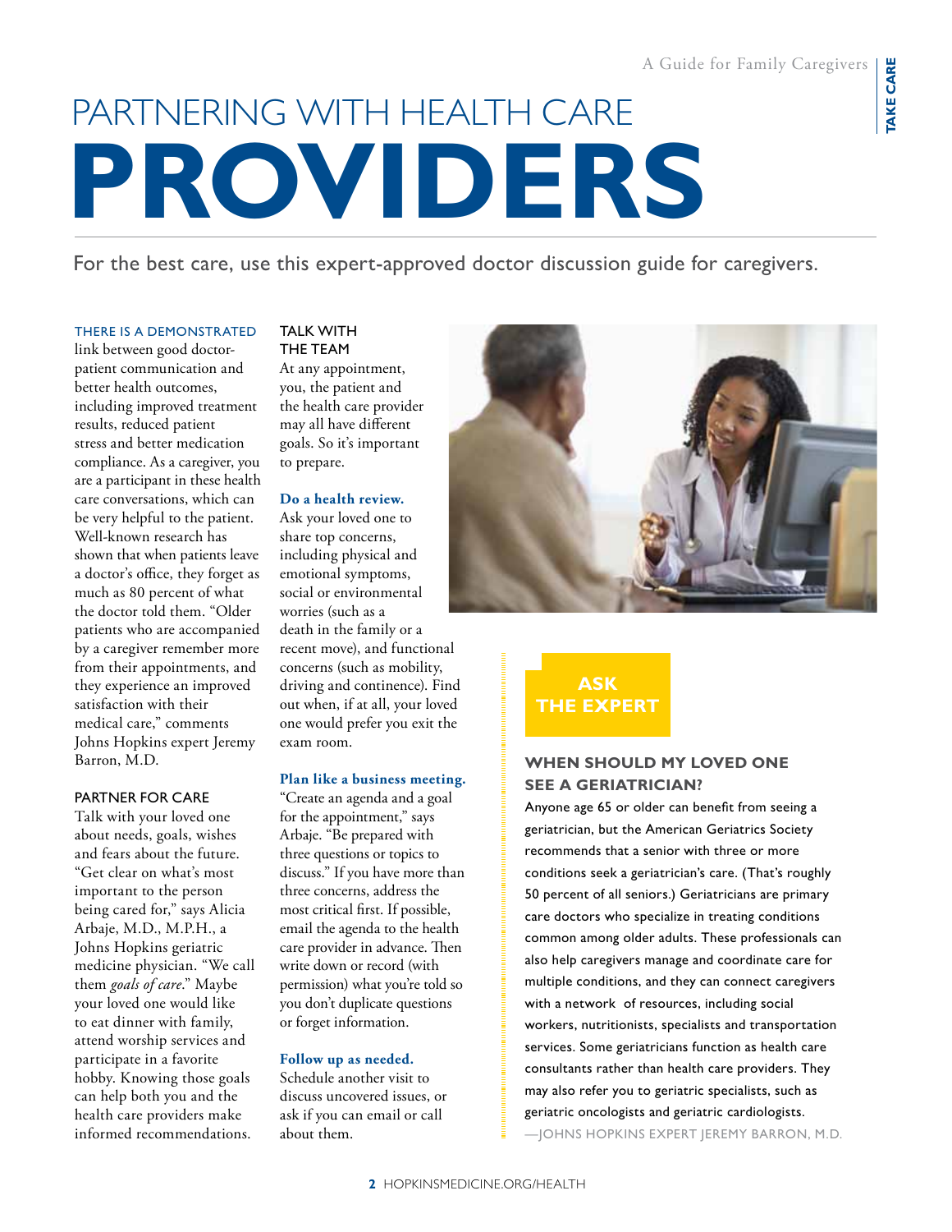# PARTNERING WITH HEALTH CARE **PROVIDERS**

For the best care, use this expert-approved doctor discussion guide for caregivers.

THERE IS A DEMONSTRATED link between good doctor-patient communication and better health outcomes, including improved treatment results, reduced patient stress and better medication compliance. As a caregiver, you are a participant in these health care conversations, which can be very helpful to the patient. Well-known research has shown that when patients leave a doctor's office, they forget as much as 80 percent of what the doctor told them. "Older patients who are accompanied by a caregiver remember more from their appointments, and they experience an improved satisfaction with their medical care," comments Johns Hopkins expert Jeremy Barron, M.D.

## PARTNER FOR CARE

Talk with your loved one about needs, goals, wishes and fears about the future. "Get clear on what's most important to the person being cared for," says Alicia Arbaje, M.D., M.P.H., a Johns Hopkins geriatric medicine physician. "We call them *goals of care*." Maybe your loved one would like to eat dinner with family, attend worship services and participate in a favorite hobby. Knowing those goals can help both you and the health care providers make informed recommendations.

## TALK WITH THE TEAM

At any appointment, you, the patient and the health care provider may all have different goals. So it's important to prepare.

**Do a health review.**
Ask your loved one to share top concerns, including physical and emotional symptoms, social or environmental worries (such as a death in the family or a recent move), and functional concerns (such as mobility, driving and continence). Find out when, if at all, your loved one would prefer you exit the exam room.

**Plan like a business meeting.**
"Create an agenda and a goal for the appointment," says Arbaje. "Be prepared with three questions or topics to discuss." If you have more than three concerns, address the most critical first. If possible, email the agenda to the health care provider in advance. Then write down or record (with permission) what you're told so you don't duplicate questions or forget information.

**Follow up as needed.**
Schedule another visit to discuss uncovered issues, or ask if you can email or call about them.

## ASK THE EXPERT

### WHEN SHOULD MY LOVED ONE SEE A GERIATRICIAN?

Anyone age 65 or older can benefit from seeing a geriatrician, but the American Geriatrics Society recommends that a senior with three or more conditions seek a geriatrician's care. (That's roughly 50 percent of all seniors.) Geriatricians are primary care doctors who specialize in treating conditions common among older adults. These professionals can also help caregivers manage and coordinate care for multiple conditions, and they can connect caregivers with a network of resources, including social workers, nutritionists, specialists and transportation services. Some geriatricians function as health care consultants rather than health care providers. They may also refer you to geriatric specialists, such as geriatric oncologists and geriatric cardiologists.

—JOHNS HOPKINS EXPERT JEREMY BARRON, M.D.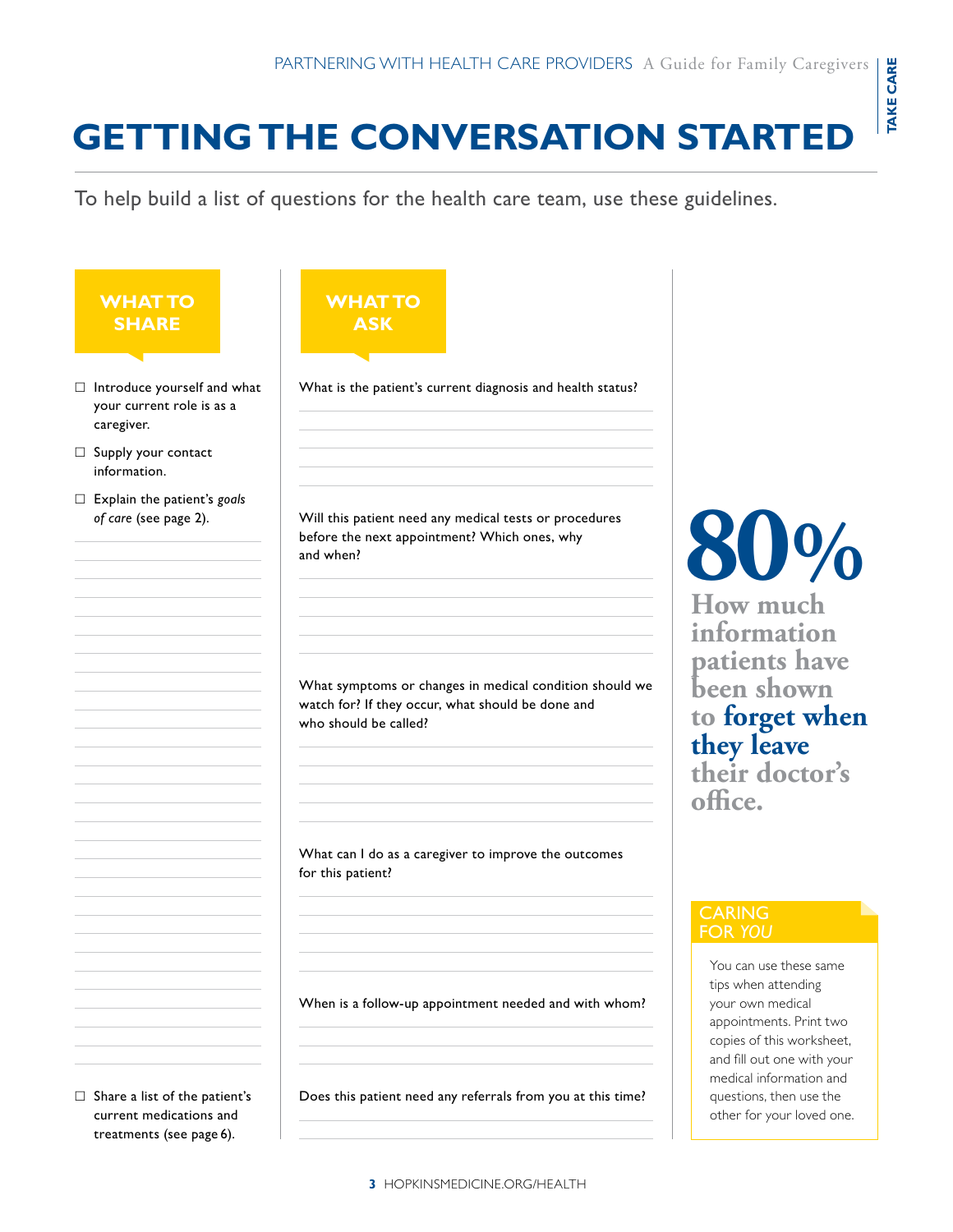# GETTING THE CONVERSATION STARTED

To help build a list of questions for the health care team, use these guidelines.

## WHAT TO SHARE

- ☐ Introduce yourself and what your current role is as a caregiver.
- ☐ Supply your contact information.
- ☐ Explain the patient's *goals of care* (see page 2).
- ☐ Share a list of the patient's current medications and treatments (see page 6).

## WHAT TO ASK

What is the patient's current diagnosis and health status?

Will this patient need any medical tests or procedures before the next appointment? Which ones, why and when?

What symptoms or changes in medical condition should we watch for? If they occur, what should be done and who should be called?

What can I do as a caregiver to improve the outcomes for this patient?

When is a follow-up appointment needed and with whom?

Does this patient need any referrals from you at this time?

**80%**

How much information patients have been shown to **forget when they leave** their doctor's office.

### CARING FOR *YOU*

You can use these same tips when attending your own medical appointments. Print two copies of this worksheet, and fill out one with your medical information and questions, then use the other for your loved one.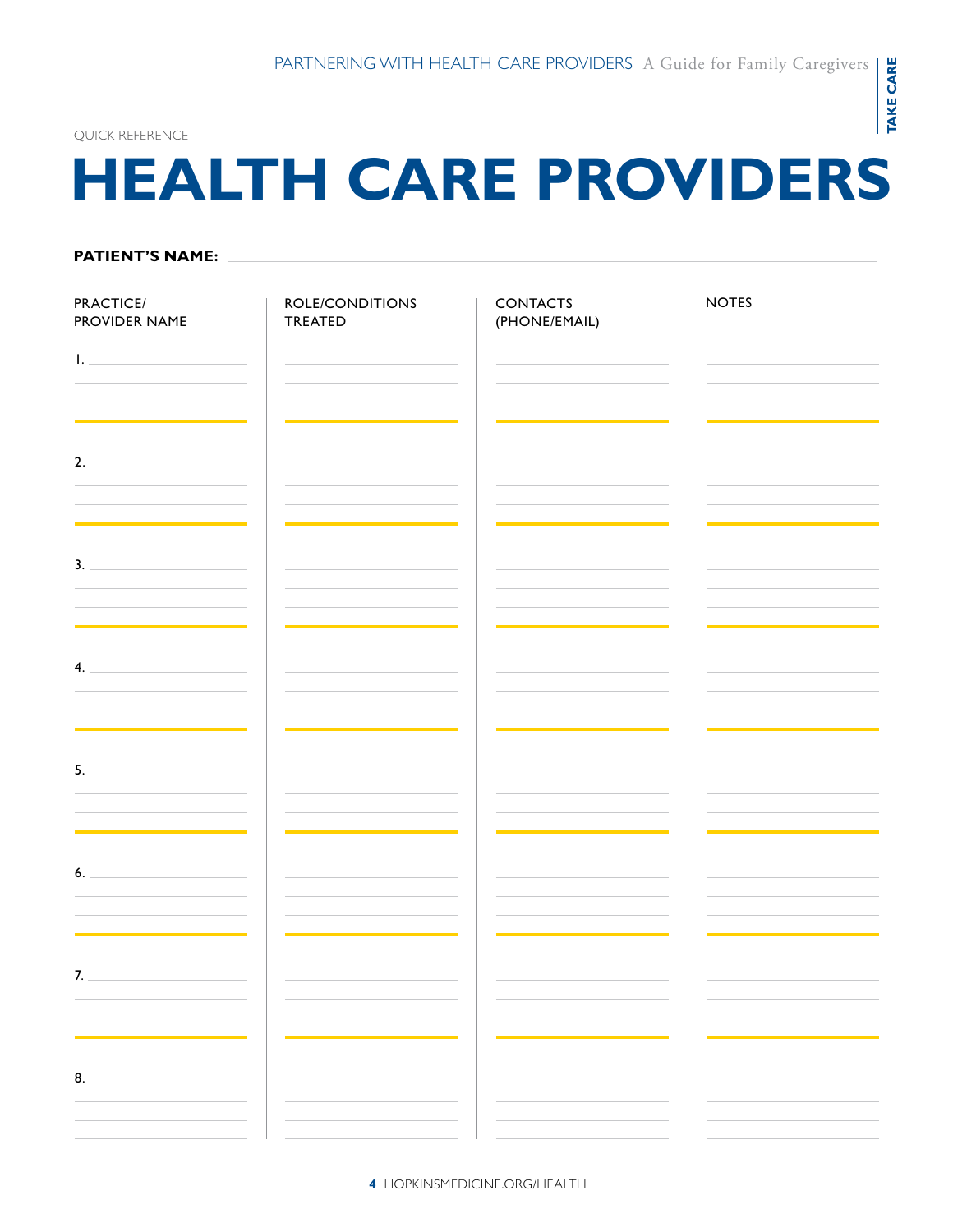QUICK REFERENCE

# HEALTH CARE PROVIDERS

**PATIENT'S NAME:** ______________________________

| PRACTICE/ PROVIDER NAME | ROLE/CONDITIONS TREATED | CONTACTS (PHONE/EMAIL) | NOTES |
|---|---|---|---|
| 1. | | | |
| 2. | | | |
| 3. | | | |
| 4. | | | |
| 5. | | | |
| 6. | | | |
| 7. | | | |
| 8. | | | |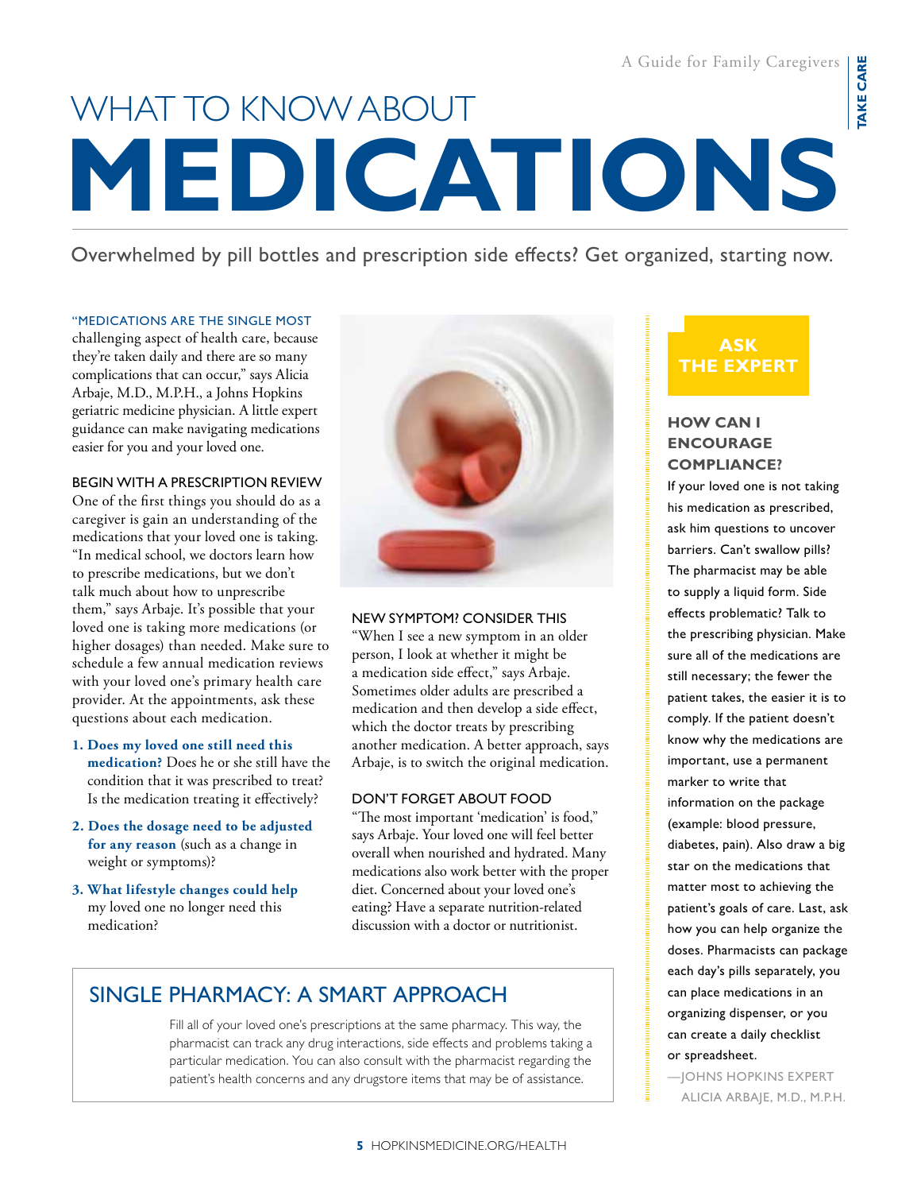# WHAT TO KNOW ABOUT MEDICATIONS

Overwhelmed by pill bottles and prescription side effects? Get organized, starting now.

"MEDICATIONS ARE THE SINGLE MOST challenging aspect of health care, because they're taken daily and there are so many complications that can occur," says Alicia Arbaje, M.D., M.P.H., a Johns Hopkins geriatric medicine physician. A little expert guidance can make navigating medications easier for you and your loved one.

## BEGIN WITH A PRESCRIPTION REVIEW

One of the first things you should do as a caregiver is gain an understanding of the medications that your loved one is taking. "In medical school, we doctors learn how to prescribe medications, but we don't talk much about how to unprescribe them," says Arbaje. It's possible that your loved one is taking more medications (or higher dosages) than needed. Make sure to schedule a few annual medication reviews with your loved one's primary health care provider. At the appointments, ask these questions about each medication.

1. **Does my loved one still need this medication?** Does he or she still have the condition that it was prescribed to treat? Is the medication treating it effectively?
2. **Does the dosage need to be adjusted for any reason** (such as a change in weight or symptoms)?
3. **What lifestyle changes could help** my loved one no longer need this medication?

## NEW SYMPTOM? CONSIDER THIS

"When I see a new symptom in an older person, I look at whether it might be a medication side effect," says Arbaje. Sometimes older adults are prescribed a medication and then develop a side effect, which the doctor treats by prescribing another medication. A better approach, says Arbaje, is to switch the original medication.

## DON'T FORGET ABOUT FOOD

"The most important 'medication' is food," says Arbaje. Your loved one will feel better overall when nourished and hydrated. Many medications also work better with the proper diet. Concerned about your loved one's eating? Have a separate nutrition-related discussion with a doctor or nutritionist.

## SINGLE PHARMACY: A SMART APPROACH

Fill all of your loved one's prescriptions at the same pharmacy. This way, the pharmacist can track any drug interactions, side effects and problems taking a particular medication. You can also consult with the pharmacist regarding the patient's health concerns and any drugstore items that may be of assistance.

## ASK THE EXPERT

### HOW CAN I ENCOURAGE COMPLIANCE?

If your loved one is not taking his medication as prescribed, ask him questions to uncover barriers. Can't swallow pills? The pharmacist may be able to supply a liquid form. Side effects problematic? Talk to the prescribing physician. Make sure all of the medications are still necessary; the fewer the patient takes, the easier it is to comply. If the patient doesn't know why the medications are important, use a permanent marker to write that information on the package (example: blood pressure, diabetes, pain). Also draw a big star on the medications that matter most to achieving the patient's goals of care. Last, ask how you can help organize the doses. Pharmacists can package each day's pills separately, you can place medications in an organizing dispenser, or you can create a daily checklist or spreadsheet.

—JOHNS HOPKINS EXPERT ALICIA ARBAJE, M.D., M.P.H.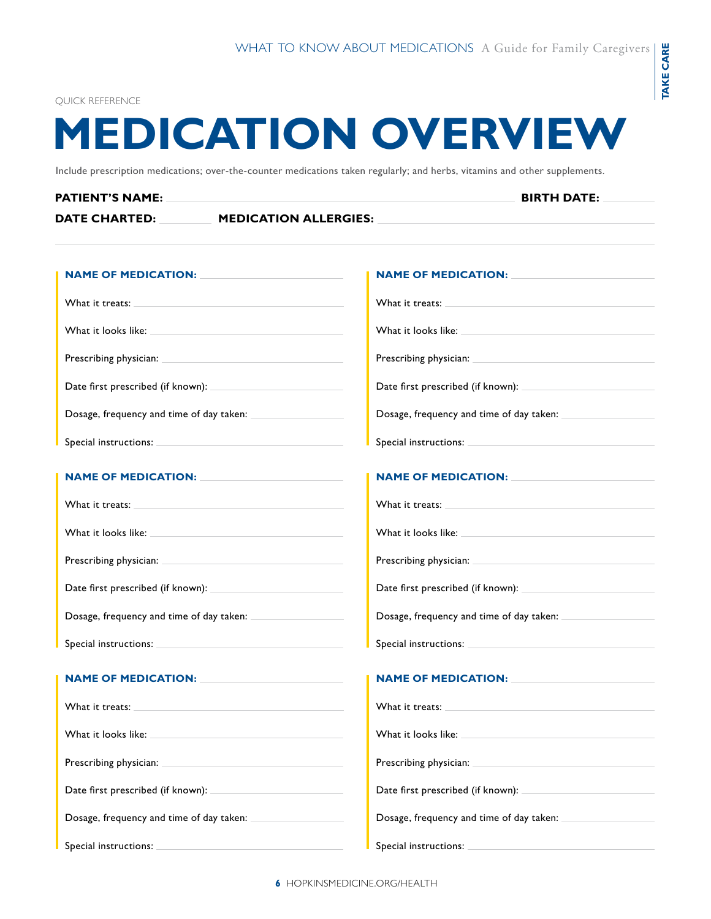QUICK REFERENCE

# MEDICATION OVERVIEW

Include prescription medications; over-the-counter medications taken regularly; and herbs, vitamins and other supplements.

**PATIENT'S NAME:** ______________________________ **BIRTH DATE:** __________

**DATE CHARTED:** __________ **MEDICATION ALLERGIES:** ______________________________

---

**NAME OF MEDICATION:** ____________________

What it treats: ____________________

What it looks like: ____________________

Prescribing physician: ____________________

Date first prescribed (if known): ____________________

Dosage, frequency and time of day taken: ____________________

Special instructions: ____________________

**NAME OF MEDICATION:** ____________________

What it treats: ____________________

What it looks like: ____________________

Prescribing physician: ____________________

Date first prescribed (if known): ____________________

Dosage, frequency and time of day taken: ____________________

Special instructions: ____________________

**NAME OF MEDICATION:** ____________________

What it treats: ____________________

What it looks like: ____________________

Prescribing physician: ____________________

Date first prescribed (if known): ____________________

Dosage, frequency and time of day taken: ____________________

Special instructions: ____________________

**NAME OF MEDICATION:** ____________________

What it treats: ____________________

What it looks like: ____________________

Prescribing physician: ____________________

Date first prescribed (if known): ____________________

Dosage, frequency and time of day taken: ____________________

Special instructions: ____________________

**NAME OF MEDICATION:** ____________________

What it treats: ____________________

What it looks like: ____________________

Prescribing physician: ____________________

Date first prescribed (if known): ____________________

Dosage, frequency and time of day taken: ____________________

Special instructions: ____________________

**NAME OF MEDICATION:** ____________________

What it treats: ____________________

What it looks like: ____________________

Prescribing physician: ____________________

Date first prescribed (if known): ____________________

Dosage, frequency and time of day taken: ____________________

Special instructions: ____________________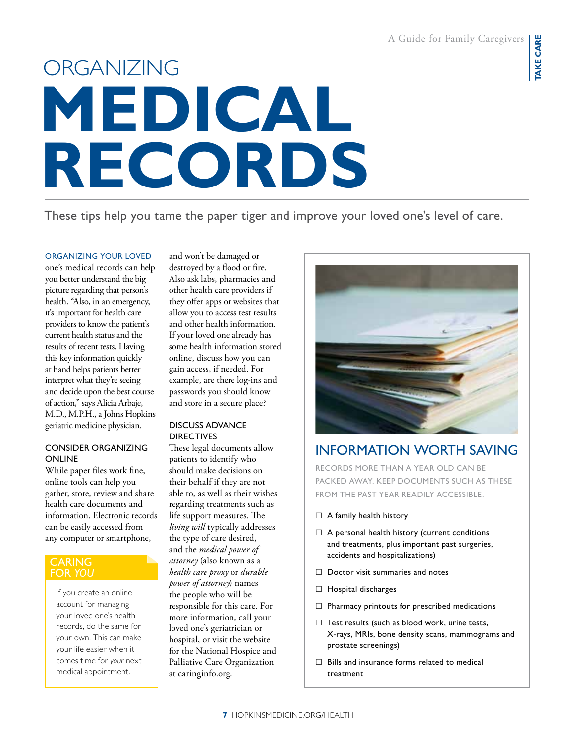# ORGANIZING MEDICAL RECORDS

These tips help you tame the paper tiger and improve your loved one's level of care.

ORGANIZING YOUR LOVED one's medical records can help you better understand the big picture regarding that person's health. "Also, in an emergency, it's important for health care providers to know the patient's current health status and the results of recent tests. Having this key information quickly at hand helps patients better interpret what they're seeing and decide upon the best course of action," says Alicia Arbaje, M.D., M.P.H., a Johns Hopkins geriatric medicine physician.

### CONSIDER ORGANIZING ONLINE

While paper files work fine, online tools can help you gather, store, review and share health care documents and information. Electronic records can be easily accessed from any computer or smartphone, and won't be damaged or destroyed by a flood or fire. Also ask labs, pharmacies and other health care providers if they offer apps or websites that allow you to access test results and other health information. If your loved one already has some health information stored online, discuss how you can gain access, if needed. For example, are there log-ins and passwords you should know and store in a secure place?

### CARING FOR *YOU*

If you create an online account for managing your loved one's health records, do the same for your own. This can make your life easier when it comes time for *your* next medical appointment.

### DISCUSS ADVANCE DIRECTIVES

These legal documents allow patients to identify who should make decisions on their behalf if they are not able to, as well as their wishes regarding treatments such as life support measures. The *living will* typically addresses the type of care desired, and the *medical power of attorney* (also known as a *health care proxy* or *durable power of attorney*) names the people who will be responsible for this care. For more information, call your loved one's geriatrician or hospital, or visit the website for the National Hospice and Palliative Care Organization at caringinfo.org.

## INFORMATION WORTH SAVING

RECORDS MORE THAN A YEAR OLD CAN BE PACKED AWAY. KEEP DOCUMENTS SUCH AS THESE FROM THE PAST YEAR READILY ACCESSIBLE.

- ☐ A family health history
- ☐ A personal health history (current conditions and treatments, plus important past surgeries, accidents and hospitalizations)
- ☐ Doctor visit summaries and notes
- ☐ Hospital discharges
- ☐ Pharmacy printouts for prescribed medications
- ☐ Test results (such as blood work, urine tests, X-rays, MRIs, bone density scans, mammograms and prostate screenings)
- ☐ Bills and insurance forms related to medical treatment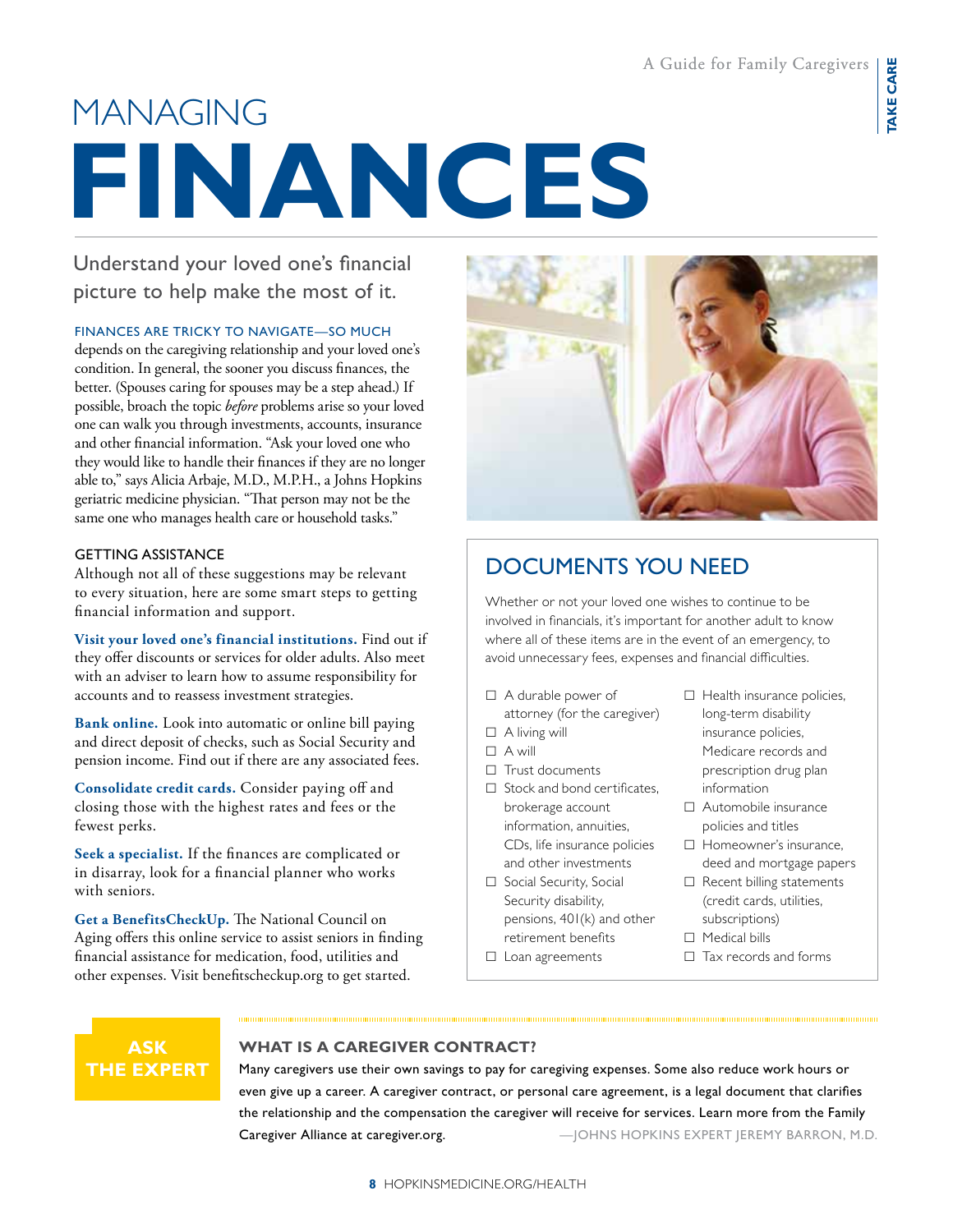# MANAGING FINANCES

Understand your loved one's financial picture to help make the most of it.

FINANCES ARE TRICKY TO NAVIGATE—SO MUCH depends on the caregiving relationship and your loved one's condition. In general, the sooner you discuss finances, the better. (Spouses caring for spouses may be a step ahead.) If possible, broach the topic *before* problems arise so your loved one can walk you through investments, accounts, insurance and other financial information. "Ask your loved one who they would like to handle their finances if they are no longer able to," says Alicia Arbaje, M.D., M.P.H., a Johns Hopkins geriatric medicine physician. "That person may not be the same one who manages health care or household tasks."

### GETTING ASSISTANCE

Although not all of these suggestions may be relevant to every situation, here are some smart steps to getting financial information and support.

**Visit your loved one's financial institutions.** Find out if they offer discounts or services for older adults. Also meet with an adviser to learn how to assume responsibility for accounts and to reassess investment strategies.

**Bank online.** Look into automatic or online bill paying and direct deposit of checks, such as Social Security and pension income. Find out if there are any associated fees.

**Consolidate credit cards.** Consider paying off and closing those with the highest rates and fees or the fewest perks.

**Seek a specialist.** If the finances are complicated or in disarray, look for a financial planner who works with seniors.

**Get a BenefitsCheckUp.** The National Council on Aging offers this online service to assist seniors in finding financial assistance for medication, food, utilities and other expenses. Visit benefitscheckup.org to get started.

## DOCUMENTS YOU NEED

Whether or not your loved one wishes to continue to be involved in financials, it's important for another adult to know where all of these items are in the event of an emergency, to avoid unnecessary fees, expenses and financial difficulties.

- ☐ A durable power of attorney (for the caregiver)
- ☐ A living will
- ☐ A will
- ☐ Trust documents
- ☐ Stock and bond certificates, brokerage account information, annuities, CDs, life insurance policies and other investments
- ☐ Social Security, Social Security disability, pensions, 401(k) and other retirement benefits
- ☐ Loan agreements
- ☐ Health insurance policies, long-term disability insurance policies, Medicare records and prescription drug plan information
- ☐ Automobile insurance policies and titles
- ☐ Homeowner's insurance, deed and mortgage papers
- ☐ Recent billing statements (credit cards, utilities, subscriptions)
- ☐ Medical bills
- ☐ Tax records and forms

**ASK THE EXPERT**

### WHAT IS A CAREGIVER CONTRACT?

Many caregivers use their own savings to pay for caregiving expenses. Some also reduce work hours or even give up a career. A caregiver contract, or personal care agreement, is a legal document that clarifies the relationship and the compensation the caregiver will receive for services. Learn more from the Family Caregiver Alliance at caregiver.org.

—JOHNS HOPKINS EXPERT JEREMY BARRON, M.D.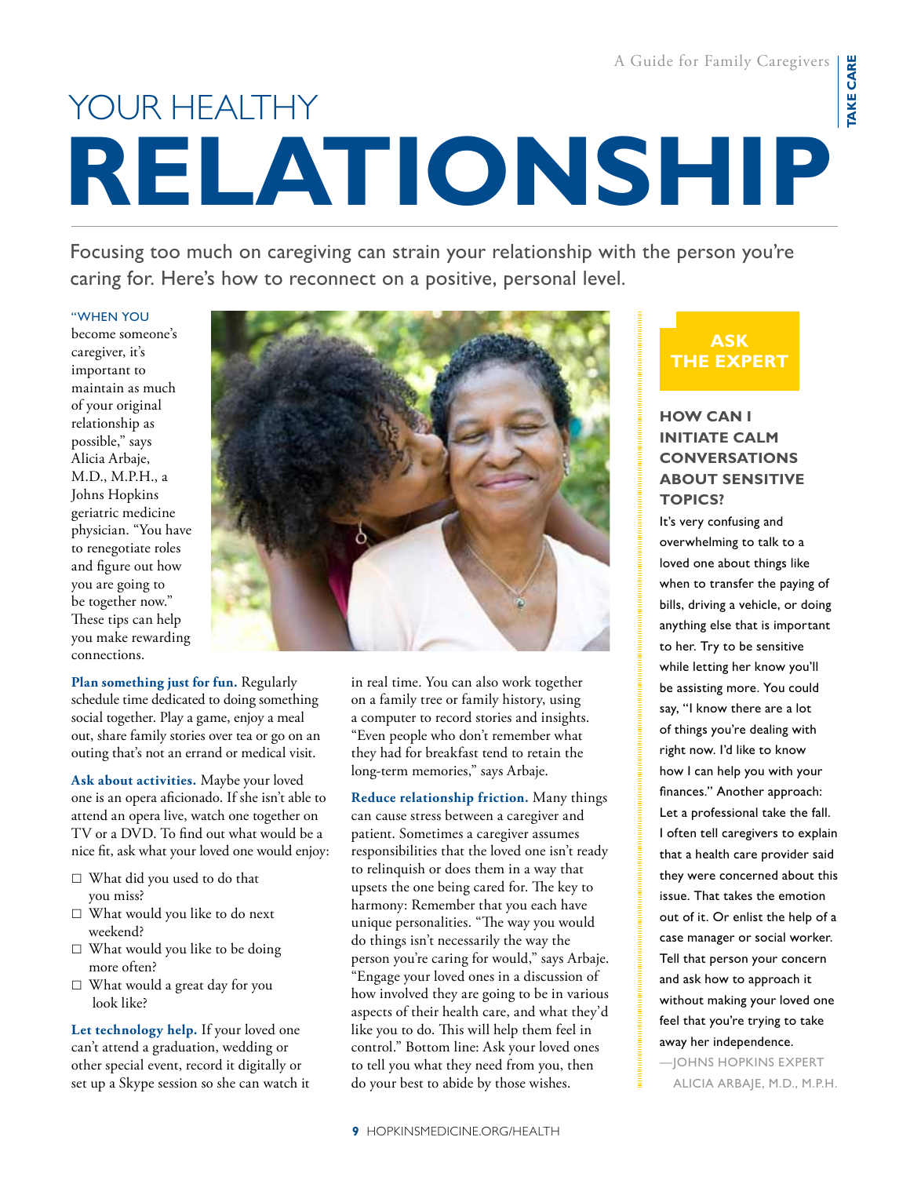# YOUR HEALTHY RELATIONSHIP

Focusing too much on caregiving can strain your relationship with the person you're caring for. Here's how to reconnect on a positive, personal level.

"WHEN YOU become someone's caregiver, it's important to maintain as much of your original relationship as possible," says Alicia Arbaje, M.D., M.P.H., a Johns Hopkins geriatric medicine physician. "You have to renegotiate roles and figure out how you are going to be together now." These tips can help you make rewarding connections.

**Plan something just for fun.** Regularly schedule time dedicated to doing something social together. Play a game, enjoy a meal out, share family stories over tea or go on an outing that's not an errand or medical visit.

**Ask about activities.** Maybe your loved one is an opera aficionado. If she isn't able to attend an opera live, watch one together on TV or a DVD. To find out what would be a nice fit, ask what your loved one would enjoy:

- ☐ What did you used to do that you miss?
- ☐ What would you like to do next weekend?
- ☐ What would you like to be doing more often?
- ☐ What would a great day for you look like?

**Let technology help.** If your loved one can't attend a graduation, wedding or other special event, record it digitally or set up a Skype session so she can watch it in real time. You can also work together on a family tree or family history, using a computer to record stories and insights. "Even people who don't remember what they had for breakfast tend to retain the long-term memories," says Arbaje.

**Reduce relationship friction.** Many things can cause stress between a caregiver and patient. Sometimes a caregiver assumes responsibilities that the loved one isn't ready to relinquish or does them in a way that upsets the one being cared for. The key to harmony: Remember that you each have unique personalities. "The way you would do things isn't necessarily the way the person you're caring for would," says Arbaje. "Engage your loved ones in a discussion of how involved they are going to be in various aspects of their health care, and what they'd like you to do. This will help them feel in control." Bottom line: Ask your loved ones to tell you what they need from you, then do your best to abide by those wishes.

## ASK THE EXPERT

### HOW CAN I INITIATE CALM CONVERSATIONS ABOUT SENSITIVE TOPICS?

It's very confusing and overwhelming to talk to a loved one about things like when to transfer the paying of bills, driving a vehicle, or doing anything else that is important to her. Try to be sensitive while letting her know you'll be assisting more. You could say, "I know there are a lot of things you're dealing with right now. I'd like to know how I can help you with your finances." Another approach: Let a professional take the fall. I often tell caregivers to explain that a health care provider said they were concerned about this issue. That takes the emotion out of it. Or enlist the help of a case manager or social worker. Tell that person your concern and ask how to approach it without making your loved one feel that you're trying to take away her independence.

—JOHNS HOPKINS EXPERT ALICIA ARBAJE, M.D., M.P.H.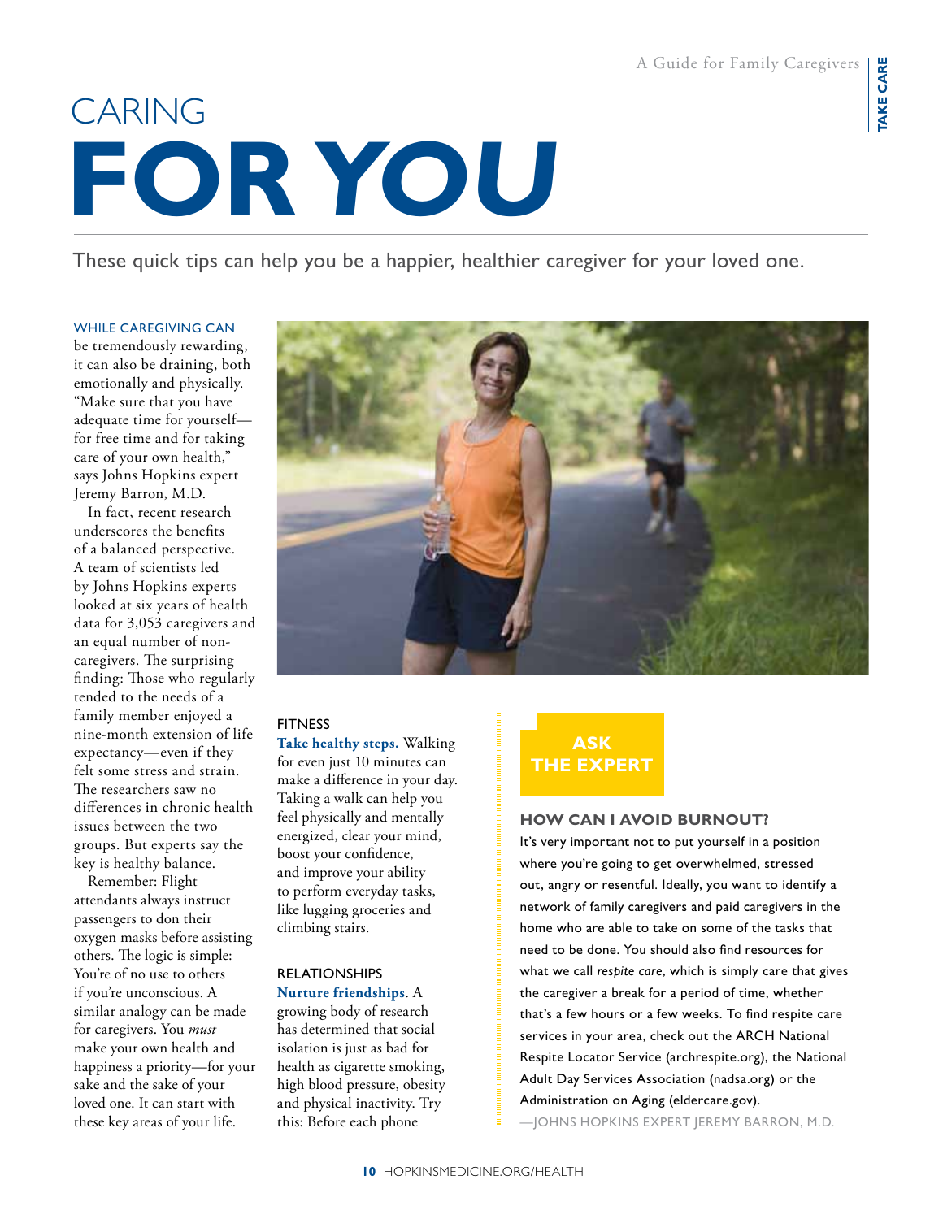# CARING FOR YOU

These quick tips can help you be a happier, healthier caregiver for your loved one.

WHILE CAREGIVING CAN be tremendously rewarding, it can also be draining, both emotionally and physically. "Make sure that you have adequate time for yourself—for free time and for taking care of your own health," says Johns Hopkins expert Jeremy Barron, M.D.

In fact, recent research underscores the benefits of a balanced perspective. A team of scientists led by Johns Hopkins experts looked at six years of health data for 3,053 caregivers and an equal number of non-caregivers. The surprising finding: Those who regularly tended to the needs of a family member enjoyed a nine-month extension of life expectancy—even if they felt some stress and strain. The researchers saw no differences in chronic health issues between the two groups. But experts say the key is healthy balance.

Remember: Flight attendants always instruct passengers to don their oxygen masks before assisting others. The logic is simple: You're of no use to others if you're unconscious. A similar analogy can be made for caregivers. You *must* make your own health and happiness a priority—for your sake and the sake of your loved one. It can start with these key areas of your life.

### FITNESS

**Take healthy steps.** Walking for even just 10 minutes can make a difference in your day. Taking a walk can help you feel physically and mentally energized, clear your mind, boost your confidence, and improve your ability to perform everyday tasks, like lugging groceries and climbing stairs.

### RELATIONSHIPS

**Nurture friendships**. A growing body of research has determined that social isolation is just as bad for health as cigarette smoking, high blood pressure, obesity and physical inactivity. Try this: Before each phone

## ASK THE EXPERT

### HOW CAN I AVOID BURNOUT?

It's very important not to put yourself in a position where you're going to get overwhelmed, stressed out, angry or resentful. Ideally, you want to identify a network of family caregivers and paid caregivers in the home who are able to take on some of the tasks that need to be done. You should also find resources for what we call *respite care*, which is simply care that gives the caregiver a break for a period of time, whether that's a few hours or a few weeks. To find respite care services in your area, check out the ARCH National Respite Locator Service (archrespite.org), the National Adult Day Services Association (nadsa.org) or the Administration on Aging (eldercare.gov).

—JOHNS HOPKINS EXPERT JEREMY BARRON, M.D.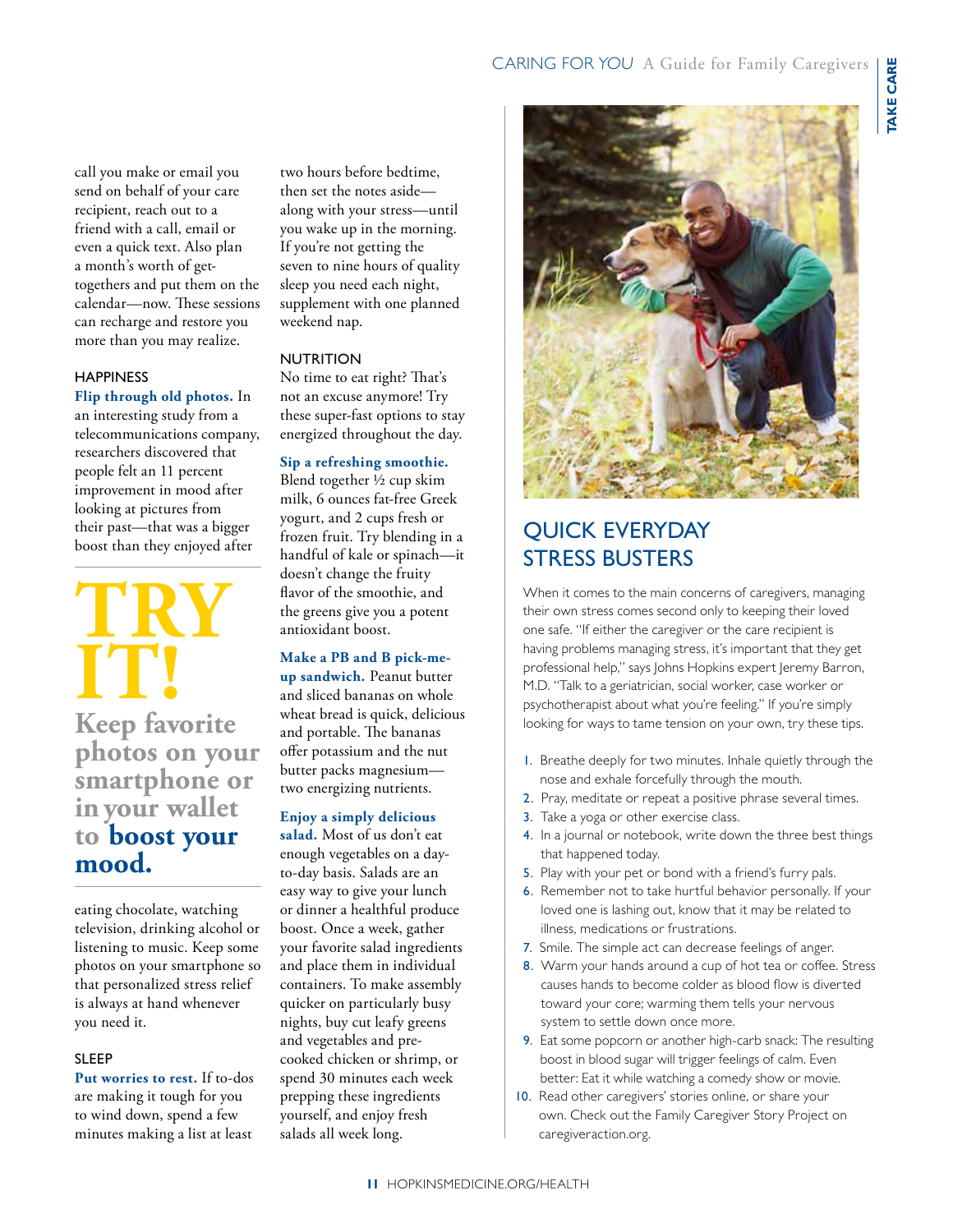call you make or email you send on behalf of your care recipient, reach out to a friend with a call, email or even a quick text. Also plan a month's worth of get-togethers and put them on the calendar—now. These sessions can recharge and restore you more than you may realize.

### HAPPINESS

**Flip through old photos.** In an interesting study from a telecommunications company, researchers discovered that people felt an 11 percent improvement in mood after looking at pictures from their past—that was a bigger boost than they enjoyed after eating chocolate, watching television, drinking alcohol or listening to music. Keep some photos on your smartphone so that personalized stress relief is always at hand whenever you need it.

> **TRY IT!**
> **Keep favorite photos on your smartphone or in your wallet to boost your mood.**

### SLEEP

**Put worries to rest.** If to-dos are making it tough for you to wind down, spend a few minutes making a list at least two hours before bedtime, then set the notes aside—along with your stress—until you wake up in the morning. If you're not getting the seven to nine hours of quality sleep you need each night, supplement with one planned weekend nap.

### NUTRITION

No time to eat right? That's not an excuse anymore! Try these super-fast options to stay energized throughout the day.

**Sip a refreshing smoothie.** Blend together ½ cup skim milk, 6 ounces fat-free Greek yogurt, and 2 cups fresh or frozen fruit. Try blending in a handful of kale or spinach—it doesn't change the fruity flavor of the smoothie, and the greens give you a potent antioxidant boost.

**Make a PB and B pick-me-up sandwich.** Peanut butter and sliced bananas on whole wheat bread is quick, delicious and portable. The bananas offer potassium and the nut butter packs magnesium—two energizing nutrients.

**Enjoy a simply delicious salad.** Most of us don't eat enough vegetables on a day-to-day basis. Salads are an easy way to give your lunch or dinner a healthful produce boost. Once a week, gather your favorite salad ingredients and place them in individual containers. To make assembly quicker on particularly busy nights, buy cut leafy greens and vegetables and pre-cooked chicken or shrimp, or spend 30 minutes each week prepping these ingredients yourself, and enjoy fresh salads all week long.

## QUICK EVERYDAY STRESS BUSTERS

When it comes to the main concerns of caregivers, managing their own stress comes second only to keeping their loved one safe. "If either the caregiver or the care recipient is having problems managing stress, it's important that they get professional help," says Johns Hopkins expert Jeremy Barron, M.D. "Talk to a geriatrician, social worker, case worker or psychotherapist about what you're feeling." If you're simply looking for ways to tame tension on your own, try these tips.

1. Breathe deeply for two minutes. Inhale quietly through the nose and exhale forcefully through the mouth.
2. Pray, meditate or repeat a positive phrase several times.
3. Take a yoga or other exercise class.
4. In a journal or notebook, write down the three best things that happened today.
5. Play with your pet or bond with a friend's furry pals.
6. Remember not to take hurtful behavior personally. If your loved one is lashing out, know that it may be related to illness, medications or frustrations.
7. Smile. The simple act can decrease feelings of anger.
8. Warm your hands around a cup of hot tea or coffee. Stress causes hands to become colder as blood flow is diverted toward your core; warming them tells your nervous system to settle down once more.
9. Eat some popcorn or another high-carb snack: The resulting boost in blood sugar will trigger feelings of calm. Even better: Eat it while watching a comedy show or movie.
10. Read other caregivers' stories online, or share your own. Check out the Family Caregiver Story Project on caregiveraction.org.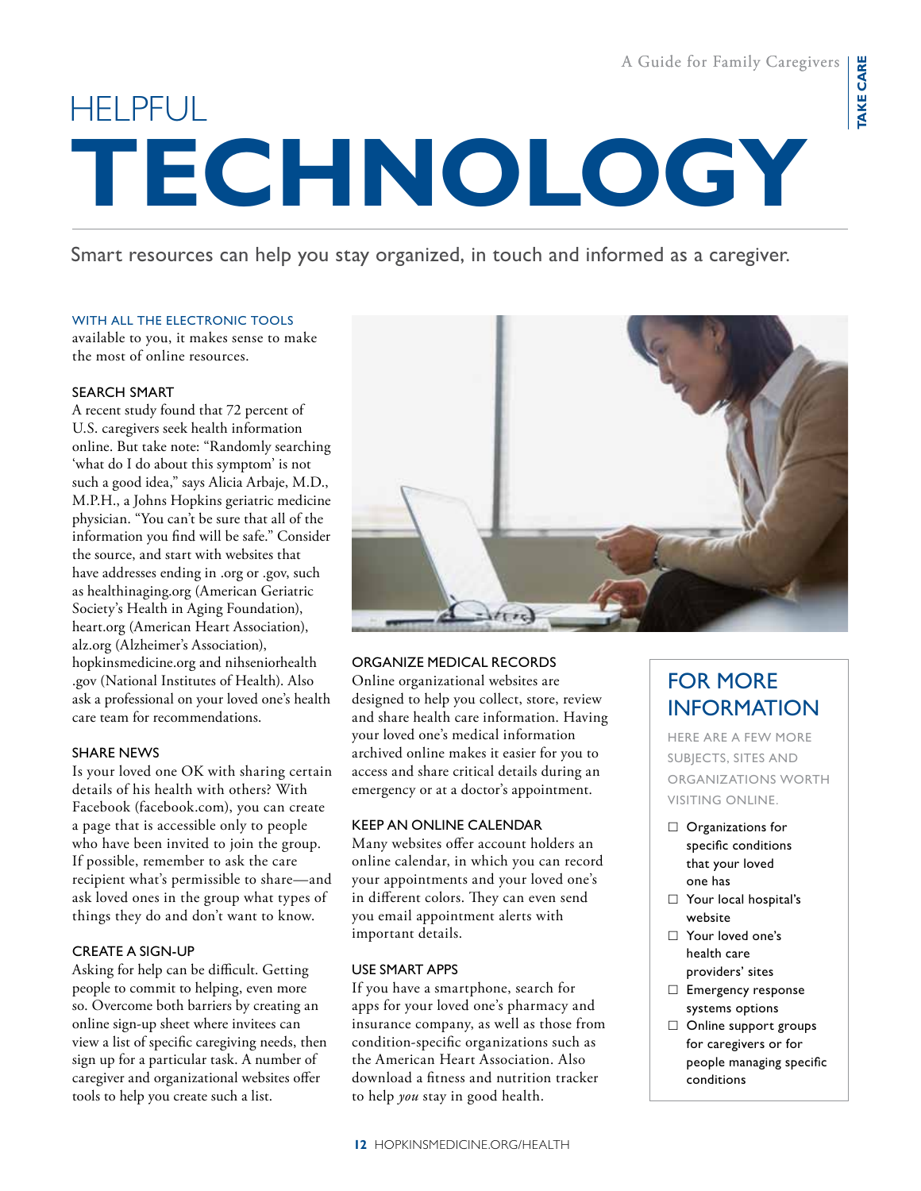# HELPFUL TECHNOLOGY

Smart resources can help you stay organized, in touch and informed as a caregiver.

WITH ALL THE ELECTRONIC TOOLS available to you, it makes sense to make the most of online resources.

### SEARCH SMART

A recent study found that 72 percent of U.S. caregivers seek health information online. But take note: "Randomly searching 'what do I do about this symptom' is not such a good idea," says Alicia Arbaje, M.D., M.P.H., a Johns Hopkins geriatric medicine physician. "You can't be sure that all of the information you find will be safe." Consider the source, and start with websites that have addresses ending in .org or .gov, such as healthinaging.org (American Geriatric Society's Health in Aging Foundation), heart.org (American Heart Association), alz.org (Alzheimer's Association), hopkinsmedicine.org and nihseniorhealth.gov (National Institutes of Health). Also ask a professional on your loved one's health care team for recommendations.

### SHARE NEWS

Is your loved one OK with sharing certain details of his health with others? With Facebook (facebook.com), you can create a page that is accessible only to people who have been invited to join the group. If possible, remember to ask the care recipient what's permissible to share—and ask loved ones in the group what types of things they do and don't want to know.

### CREATE A SIGN-UP

Asking for help can be difficult. Getting people to commit to helping, even more so. Overcome both barriers by creating an online sign-up sheet where invitees can view a list of specific caregiving needs, then sign up for a particular task. A number of caregiver and organizational websites offer tools to help you create such a list.

### ORGANIZE MEDICAL RECORDS

Online organizational websites are designed to help you collect, store, review and share health care information. Having your loved one's medical information archived online makes it easier for you to access and share critical details during an emergency or at a doctor's appointment.

### KEEP AN ONLINE CALENDAR

Many websites offer account holders an online calendar, in which you can record your appointments and your loved one's in different colors. They can even send you email appointment alerts with important details.

### USE SMART APPS

If you have a smartphone, search for apps for your loved one's pharmacy and insurance company, as well as those from condition-specific organizations such as the American Heart Association. Also download a fitness and nutrition tracker to help *you* stay in good health.

## FOR MORE INFORMATION

HERE ARE A FEW MORE SUBJECTS, SITES AND ORGANIZATIONS WORTH VISITING ONLINE.

- ☐ Organizations for specific conditions that your loved one has
- ☐ Your local hospital's website
- ☐ Your loved one's health care providers' sites
- ☐ Emergency response systems options
- ☐ Online support groups for caregivers or for people managing specific conditions